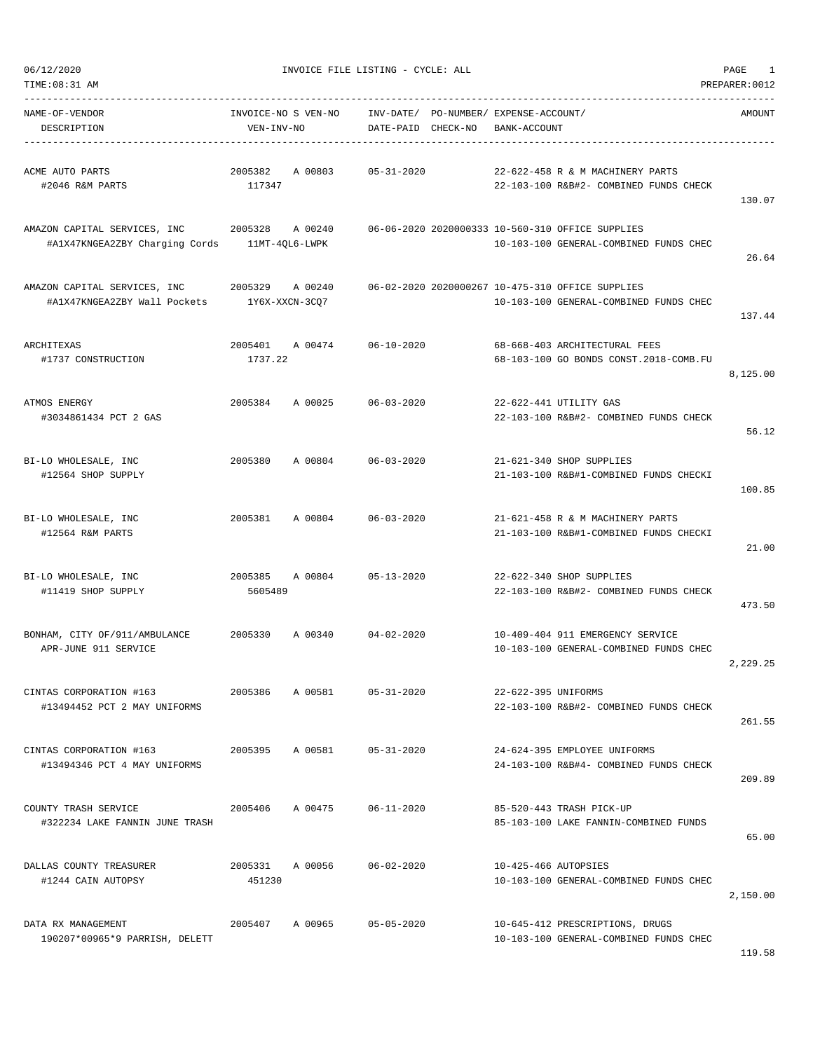06/12/2020 INVOICE FILE LISTING - CYCLE: ALL

TIME:08:31 AM PREPARER:0012

| NAME-OF-VENDOR / DESCRIPTION | INVOICE-NO S VEN-NO / VEN-INV-NO | INV-DATE/ DATE-PAID | PO-NUMBER/ CHECK-NO | EXPENSE-ACCOUNT/ BANK-ACCOUNT | AMOUNT |
|---|---|---|---|---|---|
| ACME AUTO PARTS<br>#2046 R&M PARTS | 2005382 A 00803<br>117347 | 05-31-2020 | | 22-622-458 R & M MACHINERY PARTS<br>22-103-100 R&B#2- COMBINED FUNDS CHECK | 130.07 |
| AMAZON CAPITAL SERVICES, INC<br>#A1X47KNGEA2ZBY Charging Cords | 2005328 A 00240<br>11MT-4QL6-LWPK | 06-06-2020 | 2020000333 | 10-560-310 OFFICE SUPPLIES<br>10-103-100 GENERAL-COMBINED FUNDS CHEC | 26.64 |
| AMAZON CAPITAL SERVICES, INC<br>#A1X47KNGEA2ZBY Wall Pockets | 2005329 A 00240<br>1Y6X-XXCN-3CQ7 | 06-02-2020 | 2020000267 | 10-475-310 OFFICE SUPPLIES<br>10-103-100 GENERAL-COMBINED FUNDS CHEC | 137.44 |
| ARCHITEXAS<br>#1737 CONSTRUCTION | 2005401 A 00474<br>1737.22 | 06-10-2020 | | 68-668-403 ARCHITECTURAL FEES<br>68-103-100 GO BONDS CONST.2018-COMB.FU | 8,125.00 |
| ATMOS ENERGY<br>#3034861434 PCT 2 GAS | 2005384 A 00025 | 06-03-2020 | | 22-622-441 UTILITY GAS<br>22-103-100 R&B#2- COMBINED FUNDS CHECK | 56.12 |
| BI-LO WHOLESALE, INC<br>#12564 SHOP SUPPLY | 2005380 A 00804 | 06-03-2020 | | 21-621-340 SHOP SUPPLIES<br>21-103-100 R&B#1-COMBINED FUNDS CHECKI | 100.85 |
| BI-LO WHOLESALE, INC<br>#12564 R&M PARTS | 2005381 A 00804 | 06-03-2020 | | 21-621-458 R & M MACHINERY PARTS<br>21-103-100 R&B#1-COMBINED FUNDS CHECKI | 21.00 |
| BI-LO WHOLESALE, INC<br>#11419 SHOP SUPPLY | 2005385 A 00804<br>5605489 | 05-13-2020 | | 22-622-340 SHOP SUPPLIES<br>22-103-100 R&B#2- COMBINED FUNDS CHECK | 473.50 |
| BONHAM, CITY OF/911/AMBULANCE<br>APR-JUNE 911 SERVICE | 2005330 A 00340 | 04-02-2020 | | 10-409-404 911 EMERGENCY SERVICE<br>10-103-100 GENERAL-COMBINED FUNDS CHEC | 2,229.25 |
| CINTAS CORPORATION #163<br>#13494452 PCT 2 MAY UNIFORMS | 2005386 A 00581 | 05-31-2020 | | 22-622-395 UNIFORMS<br>22-103-100 R&B#2- COMBINED FUNDS CHECK | 261.55 |
| CINTAS CORPORATION #163<br>#13494346 PCT 4 MAY UNIFORMS | 2005395 A 00581 | 05-31-2020 | | 24-624-395 EMPLOYEE UNIFORMS<br>24-103-100 R&B#4- COMBINED FUNDS CHECK | 209.89 |
| COUNTY TRASH SERVICE<br>#322234 LAKE FANNIN JUNE TRASH | 2005406 A 00475 | 06-11-2020 | | 85-520-443 TRASH PICK-UP<br>85-103-100 LAKE FANNIN-COMBINED FUNDS | 65.00 |
| DALLAS COUNTY TREASURER<br>#1244 CAIN AUTOPSY | 2005331 A 00056<br>451230 | 06-02-2020 | | 10-425-466 AUTOPSIES<br>10-103-100 GENERAL-COMBINED FUNDS CHEC | 2,150.00 |
| DATA RX MANAGEMENT<br>190207*00965*9 PARRISH, DELETT | 2005407 A 00965 | 05-05-2020 | | 10-645-412 PRESCRIPTIONS, DRUGS<br>10-103-100 GENERAL-COMBINED FUNDS CHEC | 119.58 |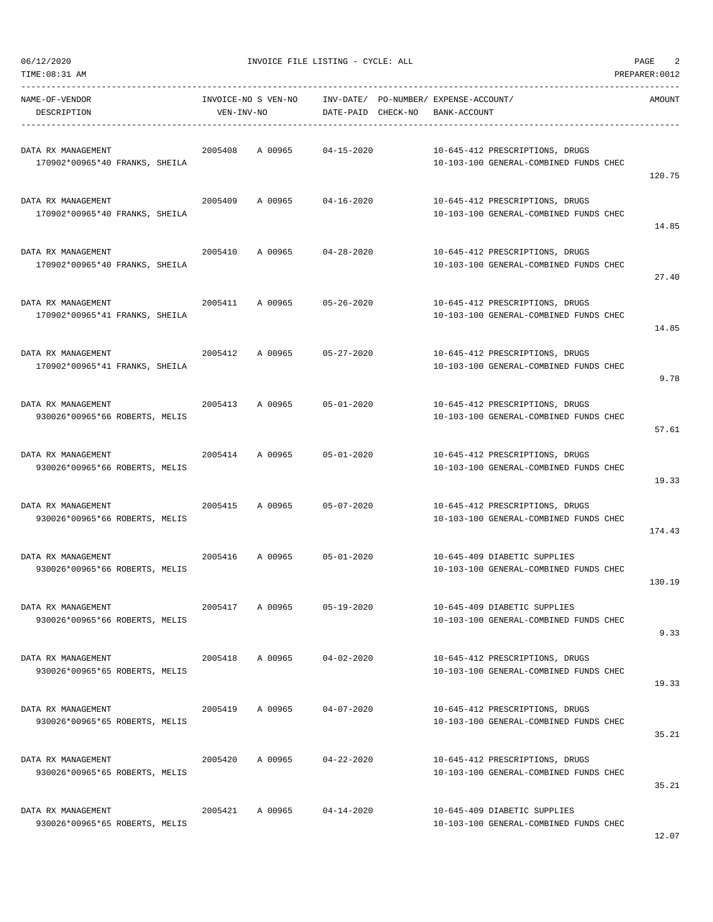06/12/2020 INVOICE FILE LISTING - CYCLE: ALL

TIME:08:31 AM PREPARER:0012

| NAME-OF-VENDOR / DESCRIPTION | INVOICE-NO | S VEN-NO / VEN-INV-NO | INV-DATE/ DATE-PAID | PO-NUMBER/ CHECK-NO | EXPENSE-ACCOUNT/ BANK-ACCOUNT | AMOUNT |
|---|---|---|---|---|---|---|
| DATA RX MANAGEMENT<br>170902*00965*40 FRANKS, SHEILA | 2005408 | A 00965 | 04-15-2020 | | 10-645-412 PRESCRIPTIONS, DRUGS<br>10-103-100 GENERAL-COMBINED FUNDS CHEC | 120.75 |
| DATA RX MANAGEMENT<br>170902*00965*40 FRANKS, SHEILA | 2005409 | A 00965 | 04-16-2020 | | 10-645-412 PRESCRIPTIONS, DRUGS<br>10-103-100 GENERAL-COMBINED FUNDS CHEC | 14.85 |
| DATA RX MANAGEMENT<br>170902*00965*40 FRANKS, SHEILA | 2005410 | A 00965 | 04-28-2020 | | 10-645-412 PRESCRIPTIONS, DRUGS<br>10-103-100 GENERAL-COMBINED FUNDS CHEC | 27.40 |
| DATA RX MANAGEMENT<br>170902*00965*41 FRANKS, SHEILA | 2005411 | A 00965 | 05-26-2020 | | 10-645-412 PRESCRIPTIONS, DRUGS<br>10-103-100 GENERAL-COMBINED FUNDS CHEC | 14.85 |
| DATA RX MANAGEMENT<br>170902*00965*41 FRANKS, SHEILA | 2005412 | A 00965 | 05-27-2020 | | 10-645-412 PRESCRIPTIONS, DRUGS<br>10-103-100 GENERAL-COMBINED FUNDS CHEC | 9.78 |
| DATA RX MANAGEMENT<br>930026*00965*66 ROBERTS, MELIS | 2005413 | A 00965 | 05-01-2020 | | 10-645-412 PRESCRIPTIONS, DRUGS<br>10-103-100 GENERAL-COMBINED FUNDS CHEC | 57.61 |
| DATA RX MANAGEMENT<br>930026*00965*66 ROBERTS, MELIS | 2005414 | A 00965 | 05-01-2020 | | 10-645-412 PRESCRIPTIONS, DRUGS<br>10-103-100 GENERAL-COMBINED FUNDS CHEC | 19.33 |
| DATA RX MANAGEMENT<br>930026*00965*66 ROBERTS, MELIS | 2005415 | A 00965 | 05-07-2020 | | 10-645-412 PRESCRIPTIONS, DRUGS<br>10-103-100 GENERAL-COMBINED FUNDS CHEC | 174.43 |
| DATA RX MANAGEMENT<br>930026*00965*66 ROBERTS, MELIS | 2005416 | A 00965 | 05-01-2020 | | 10-645-409 DIABETIC SUPPLIES<br>10-103-100 GENERAL-COMBINED FUNDS CHEC | 130.19 |
| DATA RX MANAGEMENT<br>930026*00965*66 ROBERTS, MELIS | 2005417 | A 00965 | 05-19-2020 | | 10-645-409 DIABETIC SUPPLIES<br>10-103-100 GENERAL-COMBINED FUNDS CHEC | 9.33 |
| DATA RX MANAGEMENT<br>930026*00965*65 ROBERTS, MELIS | 2005418 | A 00965 | 04-02-2020 | | 10-645-412 PRESCRIPTIONS, DRUGS<br>10-103-100 GENERAL-COMBINED FUNDS CHEC | 19.33 |
| DATA RX MANAGEMENT<br>930026*00965*65 ROBERTS, MELIS | 2005419 | A 00965 | 04-07-2020 | | 10-645-412 PRESCRIPTIONS, DRUGS<br>10-103-100 GENERAL-COMBINED FUNDS CHEC | 35.21 |
| DATA RX MANAGEMENT<br>930026*00965*65 ROBERTS, MELIS | 2005420 | A 00965 | 04-22-2020 | | 10-645-412 PRESCRIPTIONS, DRUGS<br>10-103-100 GENERAL-COMBINED FUNDS CHEC | 35.21 |
| DATA RX MANAGEMENT<br>930026*00965*65 ROBERTS, MELIS | 2005421 | A 00965 | 04-14-2020 | | 10-645-409 DIABETIC SUPPLIES<br>10-103-100 GENERAL-COMBINED FUNDS CHEC | 12.07 |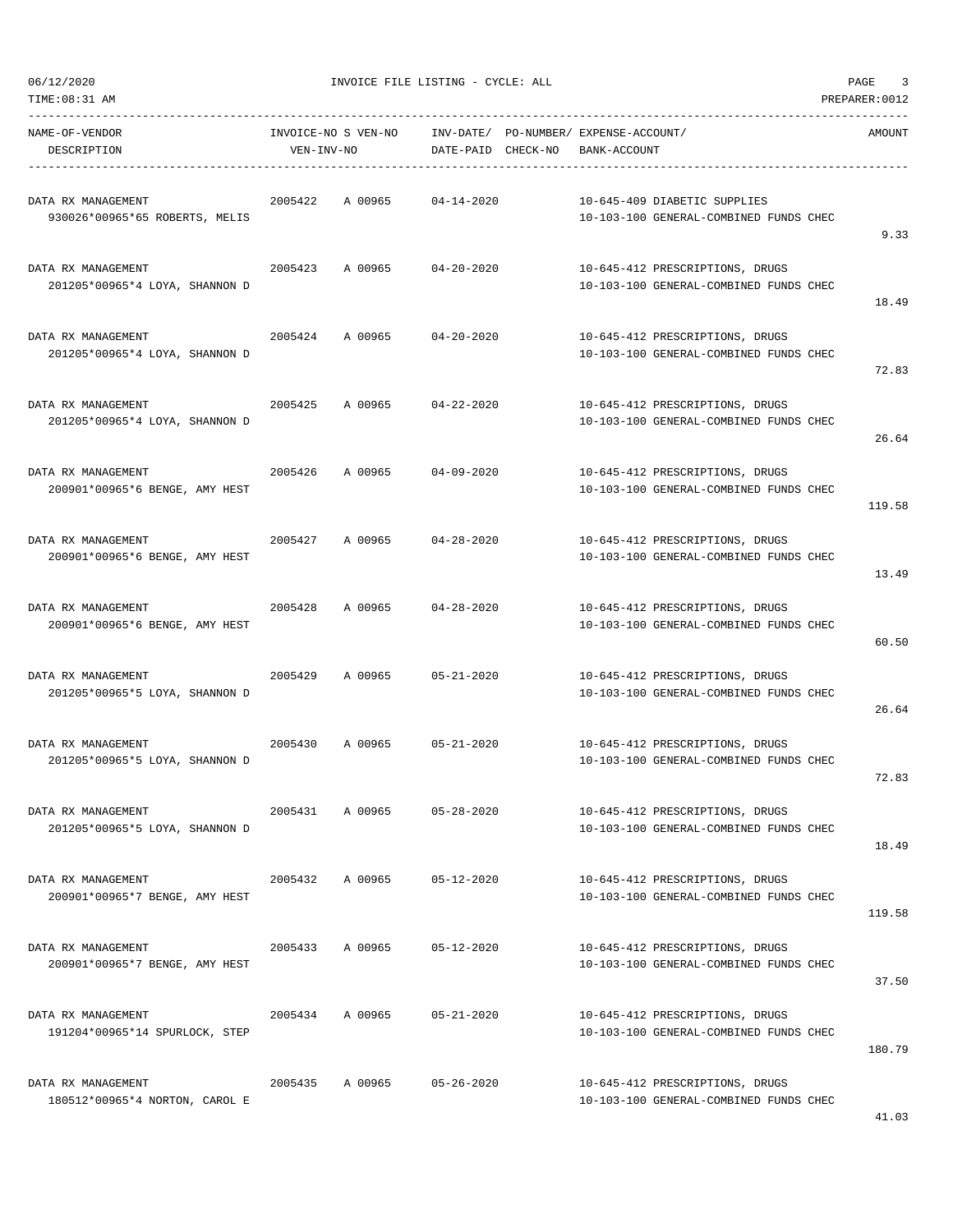06/12/2020 INVOICE FILE LISTING - CYCLE: ALL

TIME:08:31 AM PREPARER:0012

| NAME-OF-VENDOR / DESCRIPTION | INVOICE-NO | S VEN-NO / VEN-INV-NO | INV-DATE/ DATE-PAID | PO-NUMBER/ CHECK-NO | EXPENSE-ACCOUNT/ BANK-ACCOUNT | AMOUNT |
|---|---|---|---|---|---|---|
| DATA RX MANAGEMENT<br>930026*00965*65 ROBERTS, MELIS | 2005422 | A 00965 | 04-14-2020 | | 10-645-409 DIABETIC SUPPLIES<br>10-103-100 GENERAL-COMBINED FUNDS CHEC | 9.33 |
| DATA RX MANAGEMENT<br>201205*00965*4 LOYA, SHANNON D | 2005423 | A 00965 | 04-20-2020 | | 10-645-412 PRESCRIPTIONS, DRUGS<br>10-103-100 GENERAL-COMBINED FUNDS CHEC | 18.49 |
| DATA RX MANAGEMENT<br>201205*00965*4 LOYA, SHANNON D | 2005424 | A 00965 | 04-20-2020 | | 10-645-412 PRESCRIPTIONS, DRUGS<br>10-103-100 GENERAL-COMBINED FUNDS CHEC | 72.83 |
| DATA RX MANAGEMENT<br>201205*00965*4 LOYA, SHANNON D | 2005425 | A 00965 | 04-22-2020 | | 10-645-412 PRESCRIPTIONS, DRUGS<br>10-103-100 GENERAL-COMBINED FUNDS CHEC | 26.64 |
| DATA RX MANAGEMENT<br>200901*00965*6 BENGE, AMY HEST | 2005426 | A 00965 | 04-09-2020 | | 10-645-412 PRESCRIPTIONS, DRUGS<br>10-103-100 GENERAL-COMBINED FUNDS CHEC | 119.58 |
| DATA RX MANAGEMENT<br>200901*00965*6 BENGE, AMY HEST | 2005427 | A 00965 | 04-28-2020 | | 10-645-412 PRESCRIPTIONS, DRUGS<br>10-103-100 GENERAL-COMBINED FUNDS CHEC | 13.49 |
| DATA RX MANAGEMENT<br>200901*00965*6 BENGE, AMY HEST | 2005428 | A 00965 | 04-28-2020 | | 10-645-412 PRESCRIPTIONS, DRUGS<br>10-103-100 GENERAL-COMBINED FUNDS CHEC | 60.50 |
| DATA RX MANAGEMENT<br>201205*00965*5 LOYA, SHANNON D | 2005429 | A 00965 | 05-21-2020 | | 10-645-412 PRESCRIPTIONS, DRUGS<br>10-103-100 GENERAL-COMBINED FUNDS CHEC | 26.64 |
| DATA RX MANAGEMENT<br>201205*00965*5 LOYA, SHANNON D | 2005430 | A 00965 | 05-21-2020 | | 10-645-412 PRESCRIPTIONS, DRUGS<br>10-103-100 GENERAL-COMBINED FUNDS CHEC | 72.83 |
| DATA RX MANAGEMENT<br>201205*00965*5 LOYA, SHANNON D | 2005431 | A 00965 | 05-28-2020 | | 10-645-412 PRESCRIPTIONS, DRUGS<br>10-103-100 GENERAL-COMBINED FUNDS CHEC | 18.49 |
| DATA RX MANAGEMENT<br>200901*00965*7 BENGE, AMY HEST | 2005432 | A 00965 | 05-12-2020 | | 10-645-412 PRESCRIPTIONS, DRUGS<br>10-103-100 GENERAL-COMBINED FUNDS CHEC | 119.58 |
| DATA RX MANAGEMENT<br>200901*00965*7 BENGE, AMY HEST | 2005433 | A 00965 | 05-12-2020 | | 10-645-412 PRESCRIPTIONS, DRUGS<br>10-103-100 GENERAL-COMBINED FUNDS CHEC | 37.50 |
| DATA RX MANAGEMENT<br>191204*00965*14 SPURLOCK, STEP | 2005434 | A 00965 | 05-21-2020 | | 10-645-412 PRESCRIPTIONS, DRUGS<br>10-103-100 GENERAL-COMBINED FUNDS CHEC | 180.79 |
| DATA RX MANAGEMENT<br>180512*00965*4 NORTON, CAROL E | 2005435 | A 00965 | 05-26-2020 | | 10-645-412 PRESCRIPTIONS, DRUGS<br>10-103-100 GENERAL-COMBINED FUNDS CHEC | 41.03 |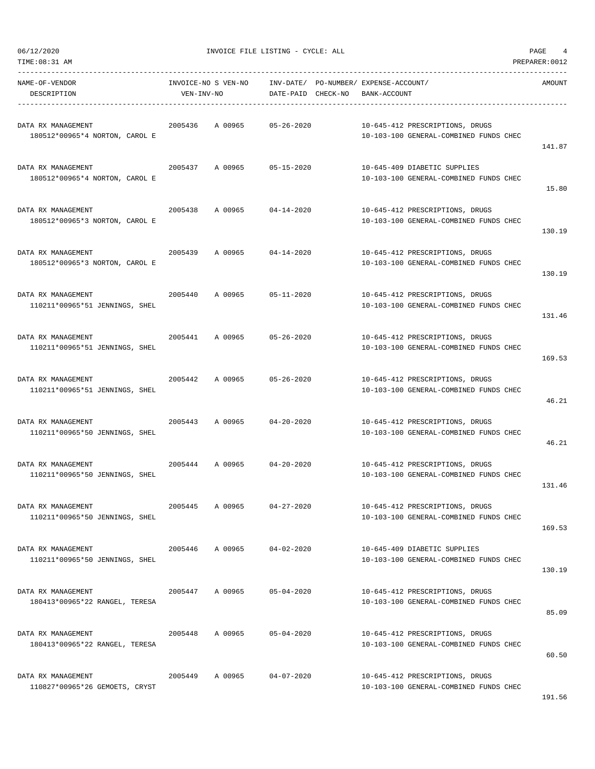06/12/2020 INVOICE FILE LISTING - CYCLE: ALL

TIME:08:31 AM PREPARER:0012

| NAME-OF-VENDOR / DESCRIPTION | INVOICE-NO | S VEN-NO / VEN-INV-NO | INV-DATE/ DATE-PAID | PO-NUMBER/ CHECK-NO | EXPENSE-ACCOUNT/ BANK-ACCOUNT | AMOUNT |
|---|---|---|---|---|---|---|
| DATA RX MANAGEMENT<br>180512*00965*4 NORTON, CAROL E | 2005436 | A 00965 | 05-26-2020 | | 10-645-412 PRESCRIPTIONS, DRUGS<br>10-103-100 GENERAL-COMBINED FUNDS CHEC | 141.87 |
| DATA RX MANAGEMENT<br>180512*00965*4 NORTON, CAROL E | 2005437 | A 00965 | 05-15-2020 | | 10-645-409 DIABETIC SUPPLIES<br>10-103-100 GENERAL-COMBINED FUNDS CHEC | 15.80 |
| DATA RX MANAGEMENT<br>180512*00965*3 NORTON, CAROL E | 2005438 | A 00965 | 04-14-2020 | | 10-645-412 PRESCRIPTIONS, DRUGS<br>10-103-100 GENERAL-COMBINED FUNDS CHEC | 130.19 |
| DATA RX MANAGEMENT<br>180512*00965*3 NORTON, CAROL E | 2005439 | A 00965 | 04-14-2020 | | 10-645-412 PRESCRIPTIONS, DRUGS<br>10-103-100 GENERAL-COMBINED FUNDS CHEC | 130.19 |
| DATA RX MANAGEMENT<br>110211*00965*51 JENNINGS, SHEL | 2005440 | A 00965 | 05-11-2020 | | 10-645-412 PRESCRIPTIONS, DRUGS<br>10-103-100 GENERAL-COMBINED FUNDS CHEC | 131.46 |
| DATA RX MANAGEMENT<br>110211*00965*51 JENNINGS, SHEL | 2005441 | A 00965 | 05-26-2020 | | 10-645-412 PRESCRIPTIONS, DRUGS<br>10-103-100 GENERAL-COMBINED FUNDS CHEC | 169.53 |
| DATA RX MANAGEMENT<br>110211*00965*51 JENNINGS, SHEL | 2005442 | A 00965 | 05-26-2020 | | 10-645-412 PRESCRIPTIONS, DRUGS<br>10-103-100 GENERAL-COMBINED FUNDS CHEC | 46.21 |
| DATA RX MANAGEMENT<br>110211*00965*50 JENNINGS, SHEL | 2005443 | A 00965 | 04-20-2020 | | 10-645-412 PRESCRIPTIONS, DRUGS<br>10-103-100 GENERAL-COMBINED FUNDS CHEC | 46.21 |
| DATA RX MANAGEMENT<br>110211*00965*50 JENNINGS, SHEL | 2005444 | A 00965 | 04-20-2020 | | 10-645-412 PRESCRIPTIONS, DRUGS<br>10-103-100 GENERAL-COMBINED FUNDS CHEC | 131.46 |
| DATA RX MANAGEMENT<br>110211*00965*50 JENNINGS, SHEL | 2005445 | A 00965 | 04-27-2020 | | 10-645-412 PRESCRIPTIONS, DRUGS<br>10-103-100 GENERAL-COMBINED FUNDS CHEC | 169.53 |
| DATA RX MANAGEMENT<br>110211*00965*50 JENNINGS, SHEL | 2005446 | A 00965 | 04-02-2020 | | 10-645-409 DIABETIC SUPPLIES<br>10-103-100 GENERAL-COMBINED FUNDS CHEC | 130.19 |
| DATA RX MANAGEMENT<br>180413*00965*22 RANGEL, TERESA | 2005447 | A 00965 | 05-04-2020 | | 10-645-412 PRESCRIPTIONS, DRUGS<br>10-103-100 GENERAL-COMBINED FUNDS CHEC | 85.09 |
| DATA RX MANAGEMENT<br>180413*00965*22 RANGEL, TERESA | 2005448 | A 00965 | 05-04-2020 | | 10-645-412 PRESCRIPTIONS, DRUGS<br>10-103-100 GENERAL-COMBINED FUNDS CHEC | 60.50 |
| DATA RX MANAGEMENT<br>110827*00965*26 GEMOETS, CRYST | 2005449 | A 00965 | 04-07-2020 | | 10-645-412 PRESCRIPTIONS, DRUGS<br>10-103-100 GENERAL-COMBINED FUNDS CHEC | 191.56 |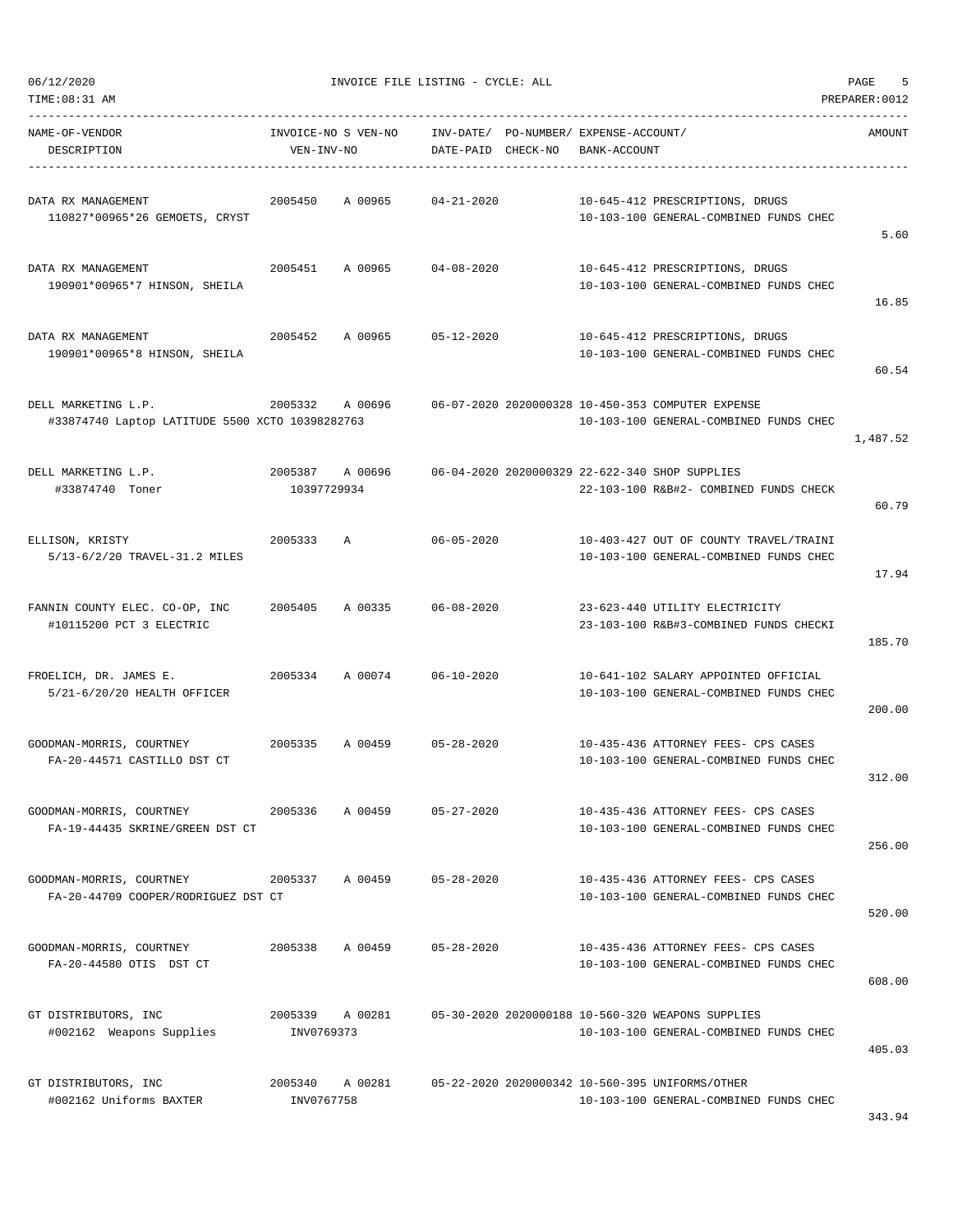06/12/2020 INVOICE FILE LISTING - CYCLE: ALL

TIME:08:31 AM PREPARER:0012

| NAME-OF-VENDOR / DESCRIPTION | INVOICE-NO / VEN-INV-NO | S | VEN-NO | INV-DATE/ DATE-PAID | PO-NUMBER/ CHECK-NO | EXPENSE-ACCOUNT/ BANK-ACCOUNT | AMOUNT |
|---|---|---|---|---|---|---|---|
| DATA RX MANAGEMENT<br>110827*00965*26 GEMOETS, CRYST | 2005450 | A | 00965 | 04-21-2020 | | 10-645-412 PRESCRIPTIONS, DRUGS<br>10-103-100 GENERAL-COMBINED FUNDS CHEC | 5.60 |
| DATA RX MANAGEMENT<br>190901*00965*7 HINSON, SHEILA | 2005451 | A | 00965 | 04-08-2020 | | 10-645-412 PRESCRIPTIONS, DRUGS<br>10-103-100 GENERAL-COMBINED FUNDS CHEC | 16.85 |
| DATA RX MANAGEMENT<br>190901*00965*8 HINSON, SHEILA | 2005452 | A | 00965 | 05-12-2020 | | 10-645-412 PRESCRIPTIONS, DRUGS<br>10-103-100 GENERAL-COMBINED FUNDS CHEC | 60.54 |
| DELL MARKETING L.P.<br>#33874740 Laptop LATITUDE 5500 XCTO 10398282763 | 2005332 | A | 00696 | 06-07-2020 | 2020000328 | 10-450-353 COMPUTER EXPENSE<br>10-103-100 GENERAL-COMBINED FUNDS CHEC | 1,487.52 |
| DELL MARKETING L.P.<br>#33874740 Toner | 2005387<br>10397729934 | A | 00696 | 06-04-2020 | 2020000329 | 22-622-340 SHOP SUPPLIES<br>22-103-100 R&B#2- COMBINED FUNDS CHECK | 60.79 |
| ELLISON, KRISTY<br>5/13-6/2/20 TRAVEL-31.2 MILES | 2005333 | A | | 06-05-2020 | | 10-403-427 OUT OF COUNTY TRAVEL/TRAINI<br>10-103-100 GENERAL-COMBINED FUNDS CHEC | 17.94 |
| FANNIN COUNTY ELEC. CO-OP, INC<br>#10115200 PCT 3 ELECTRIC | 2005405 | A | 00335 | 06-08-2020 | | 23-623-440 UTILITY ELECTRICITY<br>23-103-100 R&B#3-COMBINED FUNDS CHECKI | 185.70 |
| FROELICH, DR. JAMES E.<br>5/21-6/20/20 HEALTH OFFICER | 2005334 | A | 00074 | 06-10-2020 | | 10-641-102 SALARY APPOINTED OFFICIAL<br>10-103-100 GENERAL-COMBINED FUNDS CHEC | 200.00 |
| GOODMAN-MORRIS, COURTNEY<br>FA-20-44571 CASTILLO DST CT | 2005335 | A | 00459 | 05-28-2020 | | 10-435-436 ATTORNEY FEES- CPS CASES<br>10-103-100 GENERAL-COMBINED FUNDS CHEC | 312.00 |
| GOODMAN-MORRIS, COURTNEY<br>FA-19-44435 SKRINE/GREEN DST CT | 2005336 | A | 00459 | 05-27-2020 | | 10-435-436 ATTORNEY FEES- CPS CASES<br>10-103-100 GENERAL-COMBINED FUNDS CHEC | 256.00 |
| GOODMAN-MORRIS, COURTNEY<br>FA-20-44709 COOPER/RODRIGUEZ DST CT | 2005337 | A | 00459 | 05-28-2020 | | 10-435-436 ATTORNEY FEES- CPS CASES<br>10-103-100 GENERAL-COMBINED FUNDS CHEC | 520.00 |
| GOODMAN-MORRIS, COURTNEY<br>FA-20-44580 OTIS DST CT | 2005338 | A | 00459 | 05-28-2020 | | 10-435-436 ATTORNEY FEES- CPS CASES<br>10-103-100 GENERAL-COMBINED FUNDS CHEC | 608.00 |
| GT DISTRIBUTORS, INC<br>#002162 Weapons Supplies | 2005339<br>INV0769373 | A | 00281 | 05-30-2020 | 2020000188 | 10-560-320 WEAPONS SUPPLIES<br>10-103-100 GENERAL-COMBINED FUNDS CHEC | 405.03 |
| GT DISTRIBUTORS, INC<br>#002162 Uniforms BAXTER | 2005340<br>INV0767758 | A | 00281 | 05-22-2020 | 2020000342 | 10-560-395 UNIFORMS/OTHER<br>10-103-100 GENERAL-COMBINED FUNDS CHEC | 343.94 |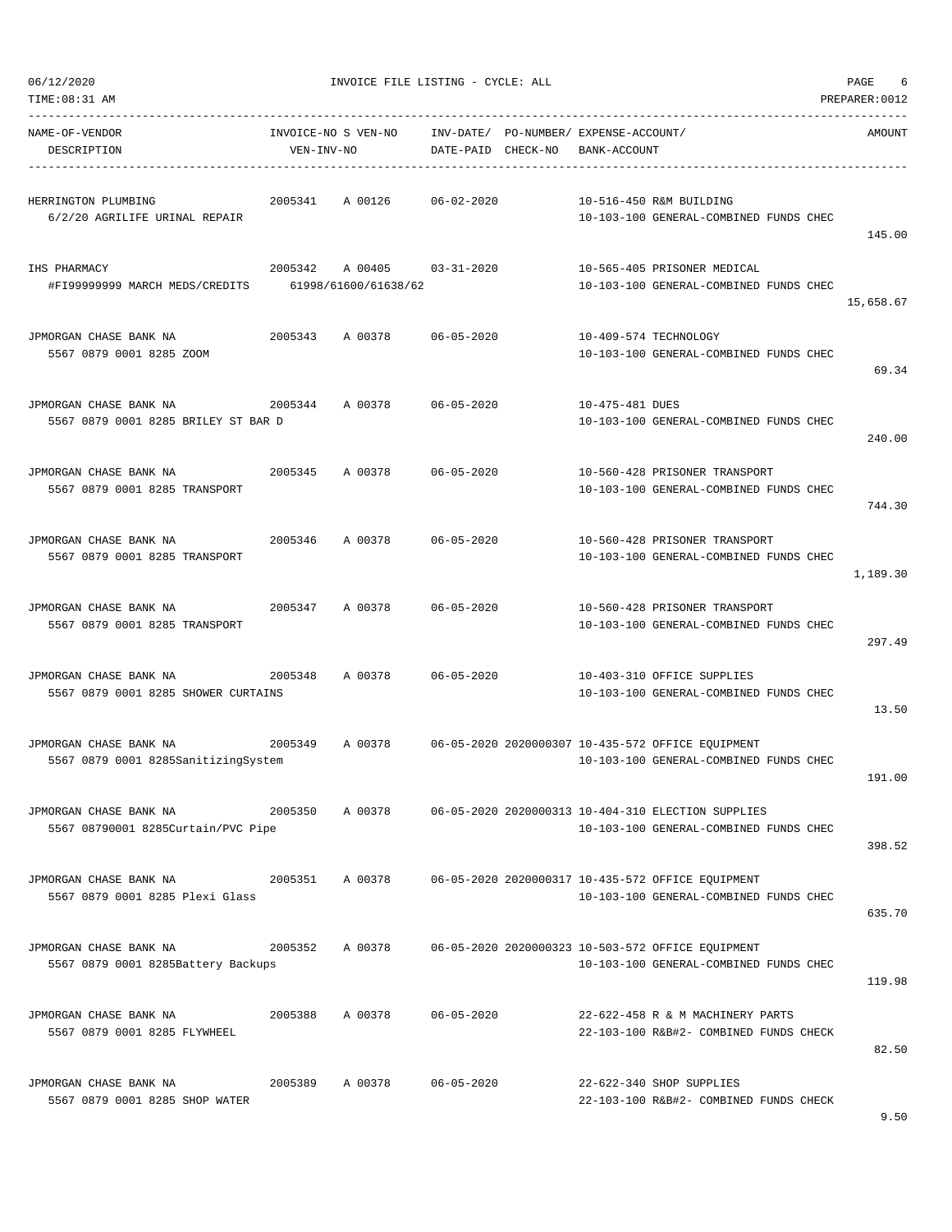06/12/2020 INVOICE FILE LISTING - CYCLE: ALL

TIME:08:31 AM PREPARER:0012

| NAME-OF-VENDOR / DESCRIPTION | INVOICE-NO S VEN-NO / VEN-INV-NO | INV-DATE/ DATE-PAID | PO-NUMBER/ CHECK-NO | EXPENSE-ACCOUNT/ BANK-ACCOUNT | AMOUNT |
|---|---|---|---|---|---|
| HERRINGTON PLUMBING<br>6/2/20 AGRILIFE URINAL REPAIR | 2005341 A 00126 | 06-02-2020 | | 10-516-450 R&M BUILDING<br>10-103-100 GENERAL-COMBINED FUNDS CHEC | 145.00 |
| IHS PHARMACY<br>#FI99999999 MARCH MEDS/CREDITS | 2005342 A 00405<br>61998/61600/61638/62 | 03-31-2020 | | 10-565-405 PRISONER MEDICAL<br>10-103-100 GENERAL-COMBINED FUNDS CHEC | 15,658.67 |
| JPMORGAN CHASE BANK NA<br>5567 0879 0001 8285 ZOOM | 2005343 A 00378 | 06-05-2020 | | 10-409-574 TECHNOLOGY<br>10-103-100 GENERAL-COMBINED FUNDS CHEC | 69.34 |
| JPMORGAN CHASE BANK NA<br>5567 0879 0001 8285 BRILEY ST BAR D | 2005344 A 00378 | 06-05-2020 | | 10-475-481 DUES<br>10-103-100 GENERAL-COMBINED FUNDS CHEC | 240.00 |
| JPMORGAN CHASE BANK NA<br>5567 0879 0001 8285 TRANSPORT | 2005345 A 00378 | 06-05-2020 | | 10-560-428 PRISONER TRANSPORT<br>10-103-100 GENERAL-COMBINED FUNDS CHEC | 744.30 |
| JPMORGAN CHASE BANK NA<br>5567 0879 0001 8285 TRANSPORT | 2005346 A 00378 | 06-05-2020 | | 10-560-428 PRISONER TRANSPORT<br>10-103-100 GENERAL-COMBINED FUNDS CHEC | 1,189.30 |
| JPMORGAN CHASE BANK NA<br>5567 0879 0001 8285 TRANSPORT | 2005347 A 00378 | 06-05-2020 | | 10-560-428 PRISONER TRANSPORT<br>10-103-100 GENERAL-COMBINED FUNDS CHEC | 297.49 |
| JPMORGAN CHASE BANK NA<br>5567 0879 0001 8285 SHOWER CURTAINS | 2005348 A 00378 | 06-05-2020 | | 10-403-310 OFFICE SUPPLIES<br>10-103-100 GENERAL-COMBINED FUNDS CHEC | 13.50 |
| JPMORGAN CHASE BANK NA<br>5567 0879 0001 8285SanitizingSystem | 2005349 A 00378 | 06-05-2020 | 2020000307 | 10-435-572 OFFICE EQUIPMENT<br>10-103-100 GENERAL-COMBINED FUNDS CHEC | 191.00 |
| JPMORGAN CHASE BANK NA<br>5567 08790001 8285Curtain/PVC Pipe | 2005350 A 00378 | 06-05-2020 | 2020000313 | 10-404-310 ELECTION SUPPLIES<br>10-103-100 GENERAL-COMBINED FUNDS CHEC | 398.52 |
| JPMORGAN CHASE BANK NA<br>5567 0879 0001 8285 Plexi Glass | 2005351 A 00378 | 06-05-2020 | 2020000317 | 10-435-572 OFFICE EQUIPMENT<br>10-103-100 GENERAL-COMBINED FUNDS CHEC | 635.70 |
| JPMORGAN CHASE BANK NA<br>5567 0879 0001 8285Battery Backups | 2005352 A 00378 | 06-05-2020 | 2020000323 | 10-503-572 OFFICE EQUIPMENT<br>10-103-100 GENERAL-COMBINED FUNDS CHEC | 119.98 |
| JPMORGAN CHASE BANK NA<br>5567 0879 0001 8285 FLYWHEEL | 2005388 A 00378 | 06-05-2020 | | 22-622-458 R & M MACHINERY PARTS<br>22-103-100 R&B#2- COMBINED FUNDS CHECK | 82.50 |
| JPMORGAN CHASE BANK NA<br>5567 0879 0001 8285 SHOP WATER | 2005389 A 00378 | 06-05-2020 | | 22-622-340 SHOP SUPPLIES<br>22-103-100 R&B#2- COMBINED FUNDS CHECK | 9.50 |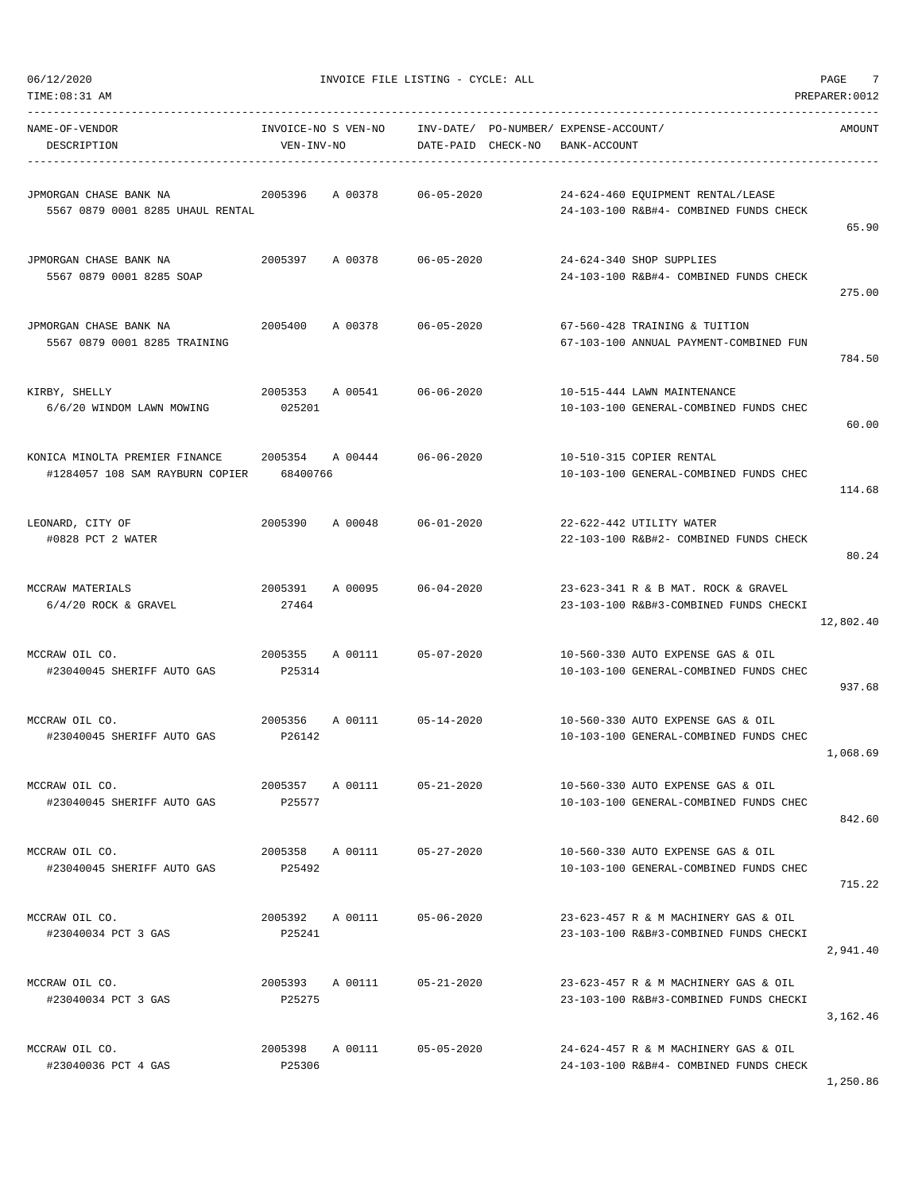06/12/2020 INVOICE FILE LISTING - CYCLE: ALL

TIME:08:31 AM PREPARER:0012

| NAME-OF-VENDOR<br>DESCRIPTION | INVOICE-NO S VEN-NO<br>VEN-INV-NO | INV-DATE/<br>DATE-PAID | PO-NUMBER/<br>CHECK-NO | EXPENSE-ACCOUNT/<br>BANK-ACCOUNT | AMOUNT |
|---|---|---|---|---|---|
| JPMORGAN CHASE BANK NA<br>5567 0879 0001 8285 UHAUL RENTAL | 2005396 A 00378 | 06-05-2020 | | 24-624-460 EQUIPMENT RENTAL/LEASE<br>24-103-100 R&B#4- COMBINED FUNDS CHECK | 65.90 |
| JPMORGAN CHASE BANK NA<br>5567 0879 0001 8285 SOAP | 2005397 A 00378 | 06-05-2020 | | 24-624-340 SHOP SUPPLIES<br>24-103-100 R&B#4- COMBINED FUNDS CHECK | 275.00 |
| JPMORGAN CHASE BANK NA<br>5567 0879 0001 8285 TRAINING | 2005400 A 00378 | 06-05-2020 | | 67-560-428 TRAINING & TUITION<br>67-103-100 ANNUAL PAYMENT-COMBINED FUN | 784.50 |
| KIRBY, SHELLY<br>6/6/20 WINDOM LAWN MOWING | 2005353 A 00541<br>025201 | 06-06-2020 | | 10-515-444 LAWN MAINTENANCE<br>10-103-100 GENERAL-COMBINED FUNDS CHEC | 60.00 |
| KONICA MINOLTA PREMIER FINANCE<br>#1284057 108 SAM RAYBURN COPIER | 2005354 A 00444<br>68400766 | 06-06-2020 | | 10-510-315 COPIER RENTAL<br>10-103-100 GENERAL-COMBINED FUNDS CHEC | 114.68 |
| LEONARD, CITY OF<br>#0828 PCT 2 WATER | 2005390 A 00048 | 06-01-2020 | | 22-622-442 UTILITY WATER<br>22-103-100 R&B#2- COMBINED FUNDS CHECK | 80.24 |
| MCCRAW MATERIALS<br>6/4/20 ROCK & GRAVEL | 2005391 A 00095<br>27464 | 06-04-2020 | | 23-623-341 R & B MAT. ROCK & GRAVEL<br>23-103-100 R&B#3-COMBINED FUNDS CHECKI | 12,802.40 |
| MCCRAW OIL CO.<br>#23040045 SHERIFF AUTO GAS | 2005355 A 00111<br>P25314 | 05-07-2020 | | 10-560-330 AUTO EXPENSE GAS & OIL<br>10-103-100 GENERAL-COMBINED FUNDS CHEC | 937.68 |
| MCCRAW OIL CO.<br>#23040045 SHERIFF AUTO GAS | 2005356 A 00111<br>P26142 | 05-14-2020 | | 10-560-330 AUTO EXPENSE GAS & OIL<br>10-103-100 GENERAL-COMBINED FUNDS CHEC | 1,068.69 |
| MCCRAW OIL CO.<br>#23040045 SHERIFF AUTO GAS | 2005357 A 00111<br>P25577 | 05-21-2020 | | 10-560-330 AUTO EXPENSE GAS & OIL<br>10-103-100 GENERAL-COMBINED FUNDS CHEC | 842.60 |
| MCCRAW OIL CO.<br>#23040045 SHERIFF AUTO GAS | 2005358 A 00111<br>P25492 | 05-27-2020 | | 10-560-330 AUTO EXPENSE GAS & OIL<br>10-103-100 GENERAL-COMBINED FUNDS CHEC | 715.22 |
| MCCRAW OIL CO.<br>#23040034 PCT 3 GAS | 2005392 A 00111<br>P25241 | 05-06-2020 | | 23-623-457 R & M MACHINERY GAS & OIL<br>23-103-100 R&B#3-COMBINED FUNDS CHECKI | 2,941.40 |
| MCCRAW OIL CO.<br>#23040034 PCT 3 GAS | 2005393 A 00111<br>P25275 | 05-21-2020 | | 23-623-457 R & M MACHINERY GAS & OIL<br>23-103-100 R&B#3-COMBINED FUNDS CHECKI | 3,162.46 |
| MCCRAW OIL CO.<br>#23040036 PCT 4 GAS | 2005398 A 00111<br>P25306 | 05-05-2020 | | 24-624-457 R & M MACHINERY GAS & OIL<br>24-103-100 R&B#4- COMBINED FUNDS CHECK | 1,250.86 |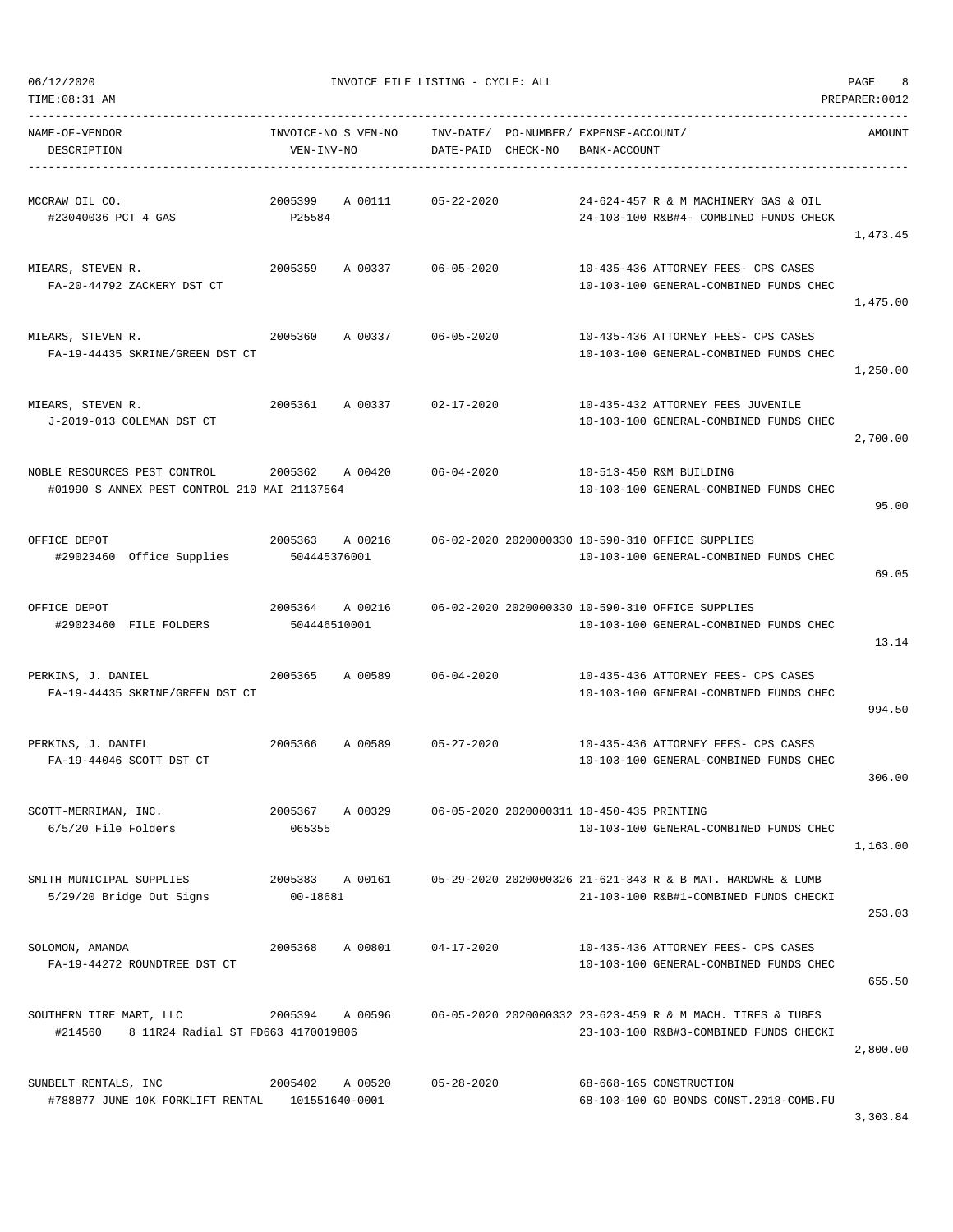06/12/2020 INVOICE FILE LISTING - CYCLE: ALL

TIME:08:31 AM PREPARER:0012

| NAME-OF-VENDOR / DESCRIPTION | INVOICE-NO S VEN-NO / VEN-INV-NO | INV-DATE/ DATE-PAID | PO-NUMBER/ CHECK-NO | EXPENSE-ACCOUNT/ BANK-ACCOUNT | AMOUNT |
|---|---|---|---|---|---|
| MCCRAW OIL CO.<br>#23040036 PCT 4 GAS | 2005399 A 00111<br>P25584 | 05-22-2020 | | 24-624-457 R & M MACHINERY GAS & OIL<br>24-103-100 R&B#4- COMBINED FUNDS CHECK | 1,473.45 |
| MIEARS, STEVEN R.<br>FA-20-44792 ZACKERY DST CT | 2005359 A 00337 | 06-05-2020 | | 10-435-436 ATTORNEY FEES- CPS CASES<br>10-103-100 GENERAL-COMBINED FUNDS CHEC | 1,475.00 |
| MIEARS, STEVEN R.<br>FA-19-44435 SKRINE/GREEN DST CT | 2005360 A 00337 | 06-05-2020 | | 10-435-436 ATTORNEY FEES- CPS CASES<br>10-103-100 GENERAL-COMBINED FUNDS CHEC | 1,250.00 |
| MIEARS, STEVEN R.<br>J-2019-013 COLEMAN DST CT | 2005361 A 00337 | 02-17-2020 | | 10-435-432 ATTORNEY FEES JUVENILE<br>10-103-100 GENERAL-COMBINED FUNDS CHEC | 2,700.00 |
| NOBLE RESOURCES PEST CONTROL<br>#01990 S ANNEX PEST CONTROL 210 MAI 21137564 | 2005362 A 00420 | 06-04-2020 | | 10-513-450 R&M BUILDING<br>10-103-100 GENERAL-COMBINED FUNDS CHEC | 95.00 |
| OFFICE DEPOT<br>#29023460 Office Supplies | 2005363 A 00216<br>504445376001 | 06-02-2020 | 2020000330 | 10-590-310 OFFICE SUPPLIES<br>10-103-100 GENERAL-COMBINED FUNDS CHEC | 69.05 |
| OFFICE DEPOT<br>#29023460 FILE FOLDERS | 2005364 A 00216<br>504446510001 | 06-02-2020 | 2020000330 | 10-590-310 OFFICE SUPPLIES<br>10-103-100 GENERAL-COMBINED FUNDS CHEC | 13.14 |
| PERKINS, J. DANIEL<br>FA-19-44435 SKRINE/GREEN DST CT | 2005365 A 00589 | 06-04-2020 | | 10-435-436 ATTORNEY FEES- CPS CASES<br>10-103-100 GENERAL-COMBINED FUNDS CHEC | 994.50 |
| PERKINS, J. DANIEL<br>FA-19-44046 SCOTT DST CT | 2005366 A 00589 | 05-27-2020 | | 10-435-436 ATTORNEY FEES- CPS CASES<br>10-103-100 GENERAL-COMBINED FUNDS CHEC | 306.00 |
| SCOTT-MERRIMAN, INC.<br>6/5/20 File Folders | 2005367 A 00329<br>065355 | 06-05-2020 | 2020000311 | 10-450-435 PRINTING<br>10-103-100 GENERAL-COMBINED FUNDS CHEC | 1,163.00 |
| SMITH MUNICIPAL SUPPLIES<br>5/29/20 Bridge Out Signs | 2005383 A 00161<br>00-18681 | 05-29-2020 | 2020000326 | 21-621-343 R & B MAT. HARDWRE & LUMB<br>21-103-100 R&B#1-COMBINED FUNDS CHECKI | 253.03 |
| SOLOMON, AMANDA<br>FA-19-44272 ROUNDTREE DST CT | 2005368 A 00801 | 04-17-2020 | | 10-435-436 ATTORNEY FEES- CPS CASES<br>10-103-100 GENERAL-COMBINED FUNDS CHEC | 655.50 |
| SOUTHERN TIRE MART, LLC<br>#214560 8 11R24 Radial ST FD663 4170019806 | 2005394 A 00596 | 06-05-2020 | 2020000332 | 23-623-459 R & M MACH. TIRES & TUBES<br>23-103-100 R&B#3-COMBINED FUNDS CHECKI | 2,800.00 |
| SUNBELT RENTALS, INC<br>#788877 JUNE 10K FORKLIFT RENTAL | 2005402 A 00520<br>101551640-0001 | 05-28-2020 | | 68-668-165 CONSTRUCTION<br>68-103-100 GO BONDS CONST.2018-COMB.FU | 3,303.84 |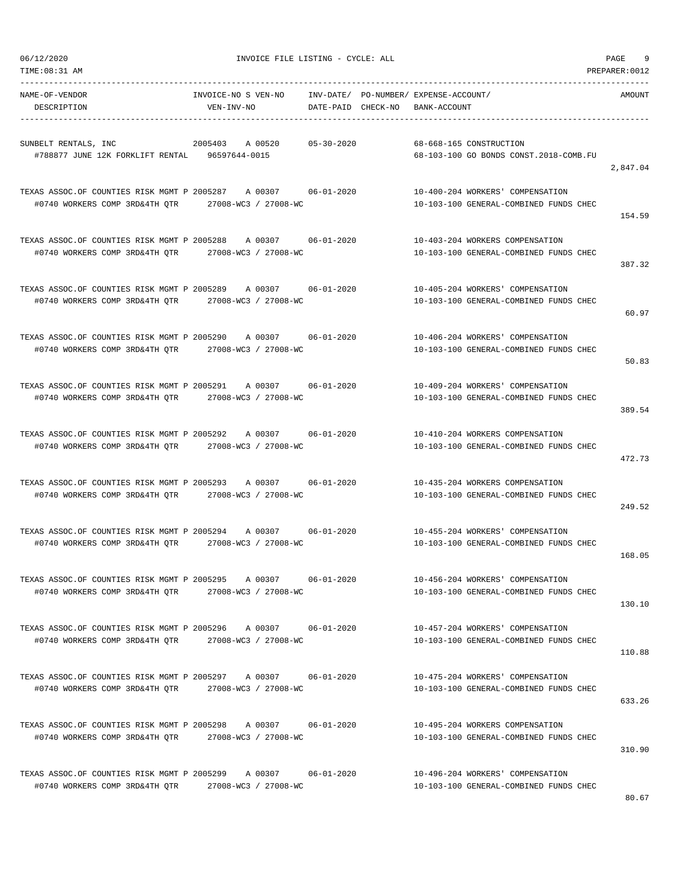06/12/2020 INVOICE FILE LISTING - CYCLE: ALL

TIME:08:31 AM PREPARER:0012

| NAME-OF-VENDOR / DESCRIPTION | INVOICE-NO S VEN-NO / VEN-INV-NO | INV-DATE/ DATE-PAID | PO-NUMBER/ CHECK-NO | EXPENSE-ACCOUNT/ BANK-ACCOUNT | AMOUNT |
|---|---|---|---|---|---|
| SUNBELT RENTALS, INC<br>#788877 JUNE 12K FORKLIFT RENTAL | 2005403 A 00520<br>96597644-0015 | 05-30-2020 | | 68-668-165 CONSTRUCTION<br>68-103-100 GO BONDS CONST.2018-COMB.FU | 2,847.04 |
| TEXAS ASSOC.OF COUNTIES RISK MGMT P<br>#0740 WORKERS COMP 3RD&4TH QTR | 2005287 A 00307<br>27008-WC3 / 27008-WC | 06-01-2020 | | 10-400-204 WORKERS' COMPENSATION<br>10-103-100 GENERAL-COMBINED FUNDS CHEC | 154.59 |
| TEXAS ASSOC.OF COUNTIES RISK MGMT P<br>#0740 WORKERS COMP 3RD&4TH QTR | 2005288 A 00307<br>27008-WC3 / 27008-WC | 06-01-2020 | | 10-403-204 WORKERS COMPENSATION<br>10-103-100 GENERAL-COMBINED FUNDS CHEC | 387.32 |
| TEXAS ASSOC.OF COUNTIES RISK MGMT P<br>#0740 WORKERS COMP 3RD&4TH QTR | 2005289 A 00307<br>27008-WC3 / 27008-WC | 06-01-2020 | | 10-405-204 WORKERS' COMPENSATION<br>10-103-100 GENERAL-COMBINED FUNDS CHEC | 60.97 |
| TEXAS ASSOC.OF COUNTIES RISK MGMT P<br>#0740 WORKERS COMP 3RD&4TH QTR | 2005290 A 00307<br>27008-WC3 / 27008-WC | 06-01-2020 | | 10-406-204 WORKERS' COMPENSATION<br>10-103-100 GENERAL-COMBINED FUNDS CHEC | 50.83 |
| TEXAS ASSOC.OF COUNTIES RISK MGMT P<br>#0740 WORKERS COMP 3RD&4TH QTR | 2005291 A 00307<br>27008-WC3 / 27008-WC | 06-01-2020 | | 10-409-204 WORKERS' COMPENSATION<br>10-103-100 GENERAL-COMBINED FUNDS CHEC | 389.54 |
| TEXAS ASSOC.OF COUNTIES RISK MGMT P<br>#0740 WORKERS COMP 3RD&4TH QTR | 2005292 A 00307<br>27008-WC3 / 27008-WC | 06-01-2020 | | 10-410-204 WORKERS COMPENSATION<br>10-103-100 GENERAL-COMBINED FUNDS CHEC | 472.73 |
| TEXAS ASSOC.OF COUNTIES RISK MGMT P<br>#0740 WORKERS COMP 3RD&4TH QTR | 2005293 A 00307<br>27008-WC3 / 27008-WC | 06-01-2020 | | 10-435-204 WORKERS COMPENSATION<br>10-103-100 GENERAL-COMBINED FUNDS CHEC | 249.52 |
| TEXAS ASSOC.OF COUNTIES RISK MGMT P<br>#0740 WORKERS COMP 3RD&4TH QTR | 2005294 A 00307<br>27008-WC3 / 27008-WC | 06-01-2020 | | 10-455-204 WORKERS' COMPENSATION<br>10-103-100 GENERAL-COMBINED FUNDS CHEC | 168.05 |
| TEXAS ASSOC.OF COUNTIES RISK MGMT P<br>#0740 WORKERS COMP 3RD&4TH QTR | 2005295 A 00307<br>27008-WC3 / 27008-WC | 06-01-2020 | | 10-456-204 WORKERS' COMPENSATION<br>10-103-100 GENERAL-COMBINED FUNDS CHEC | 130.10 |
| TEXAS ASSOC.OF COUNTIES RISK MGMT P<br>#0740 WORKERS COMP 3RD&4TH QTR | 2005296 A 00307<br>27008-WC3 / 27008-WC | 06-01-2020 | | 10-457-204 WORKERS' COMPENSATION<br>10-103-100 GENERAL-COMBINED FUNDS CHEC | 110.88 |
| TEXAS ASSOC.OF COUNTIES RISK MGMT P<br>#0740 WORKERS COMP 3RD&4TH QTR | 2005297 A 00307<br>27008-WC3 / 27008-WC | 06-01-2020 | | 10-475-204 WORKERS' COMPENSATION<br>10-103-100 GENERAL-COMBINED FUNDS CHEC | 633.26 |
| TEXAS ASSOC.OF COUNTIES RISK MGMT P<br>#0740 WORKERS COMP 3RD&4TH QTR | 2005298 A 00307<br>27008-WC3 / 27008-WC | 06-01-2020 | | 10-495-204 WORKERS COMPENSATION<br>10-103-100 GENERAL-COMBINED FUNDS CHEC | 310.90 |
| TEXAS ASSOC.OF COUNTIES RISK MGMT P<br>#0740 WORKERS COMP 3RD&4TH QTR | 2005299 A 00307<br>27008-WC3 / 27008-WC | 06-01-2020 | | 10-496-204 WORKERS' COMPENSATION<br>10-103-100 GENERAL-COMBINED FUNDS CHEC | 80.67 |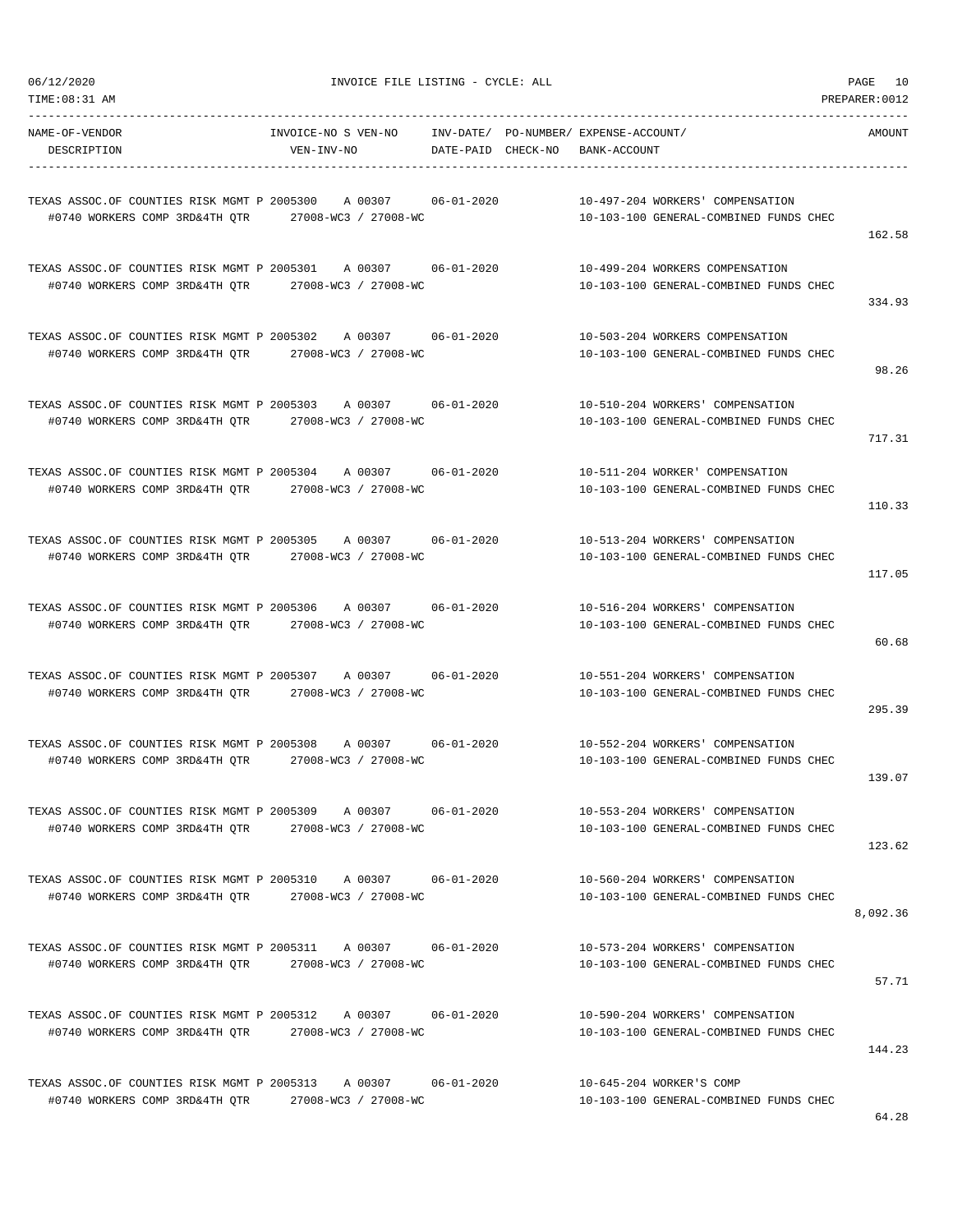06/12/2020 INVOICE FILE LISTING - CYCLE: ALL

TIME:08:31 AM PREPARER:0012

| NAME-OF-VENDOR / DESCRIPTION | INVOICE-NO S VEN-NO / VEN-INV-NO | INV-DATE/ DATE-PAID | PO-NUMBER/ CHECK-NO | EXPENSE-ACCOUNT/ BANK-ACCOUNT | AMOUNT |
|---|---|---|---|---|---|
| TEXAS ASSOC.OF COUNTIES RISK MGMT P / #0740 WORKERS COMP 3RD&4TH QTR | 2005300 A 00307 / 27008-WC3 / 27008-WC | 06-01-2020 | | 10-497-204 WORKERS' COMPENSATION / 10-103-100 GENERAL-COMBINED FUNDS CHEC | 162.58 |
| TEXAS ASSOC.OF COUNTIES RISK MGMT P / #0740 WORKERS COMP 3RD&4TH QTR | 2005301 A 00307 / 27008-WC3 / 27008-WC | 06-01-2020 | | 10-499-204 WORKERS COMPENSATION / 10-103-100 GENERAL-COMBINED FUNDS CHEC | 334.93 |
| TEXAS ASSOC.OF COUNTIES RISK MGMT P / #0740 WORKERS COMP 3RD&4TH QTR | 2005302 A 00307 / 27008-WC3 / 27008-WC | 06-01-2020 | | 10-503-204 WORKERS COMPENSATION / 10-103-100 GENERAL-COMBINED FUNDS CHEC | 98.26 |
| TEXAS ASSOC.OF COUNTIES RISK MGMT P / #0740 WORKERS COMP 3RD&4TH QTR | 2005303 A 00307 / 27008-WC3 / 27008-WC | 06-01-2020 | | 10-510-204 WORKERS' COMPENSATION / 10-103-100 GENERAL-COMBINED FUNDS CHEC | 717.31 |
| TEXAS ASSOC.OF COUNTIES RISK MGMT P / #0740 WORKERS COMP 3RD&4TH QTR | 2005304 A 00307 / 27008-WC3 / 27008-WC | 06-01-2020 | | 10-511-204 WORKER' COMPENSATION / 10-103-100 GENERAL-COMBINED FUNDS CHEC | 110.33 |
| TEXAS ASSOC.OF COUNTIES RISK MGMT P / #0740 WORKERS COMP 3RD&4TH QTR | 2005305 A 00307 / 27008-WC3 / 27008-WC | 06-01-2020 | | 10-513-204 WORKERS' COMPENSATION / 10-103-100 GENERAL-COMBINED FUNDS CHEC | 117.05 |
| TEXAS ASSOC.OF COUNTIES RISK MGMT P / #0740 WORKERS COMP 3RD&4TH QTR | 2005306 A 00307 / 27008-WC3 / 27008-WC | 06-01-2020 | | 10-516-204 WORKERS' COMPENSATION / 10-103-100 GENERAL-COMBINED FUNDS CHEC | 60.68 |
| TEXAS ASSOC.OF COUNTIES RISK MGMT P / #0740 WORKERS COMP 3RD&4TH QTR | 2005307 A 00307 / 27008-WC3 / 27008-WC | 06-01-2020 | | 10-551-204 WORKERS' COMPENSATION / 10-103-100 GENERAL-COMBINED FUNDS CHEC | 295.39 |
| TEXAS ASSOC.OF COUNTIES RISK MGMT P / #0740 WORKERS COMP 3RD&4TH QTR | 2005308 A 00307 / 27008-WC3 / 27008-WC | 06-01-2020 | | 10-552-204 WORKERS' COMPENSATION / 10-103-100 GENERAL-COMBINED FUNDS CHEC | 139.07 |
| TEXAS ASSOC.OF COUNTIES RISK MGMT P / #0740 WORKERS COMP 3RD&4TH QTR | 2005309 A 00307 / 27008-WC3 / 27008-WC | 06-01-2020 | | 10-553-204 WORKERS' COMPENSATION / 10-103-100 GENERAL-COMBINED FUNDS CHEC | 123.62 |
| TEXAS ASSOC.OF COUNTIES RISK MGMT P / #0740 WORKERS COMP 3RD&4TH QTR | 2005310 A 00307 / 27008-WC3 / 27008-WC | 06-01-2020 | | 10-560-204 WORKERS' COMPENSATION / 10-103-100 GENERAL-COMBINED FUNDS CHEC | 8,092.36 |
| TEXAS ASSOC.OF COUNTIES RISK MGMT P / #0740 WORKERS COMP 3RD&4TH QTR | 2005311 A 00307 / 27008-WC3 / 27008-WC | 06-01-2020 | | 10-573-204 WORKERS' COMPENSATION / 10-103-100 GENERAL-COMBINED FUNDS CHEC | 57.71 |
| TEXAS ASSOC.OF COUNTIES RISK MGMT P / #0740 WORKERS COMP 3RD&4TH QTR | 2005312 A 00307 / 27008-WC3 / 27008-WC | 06-01-2020 | | 10-590-204 WORKERS' COMPENSATION / 10-103-100 GENERAL-COMBINED FUNDS CHEC | 144.23 |
| TEXAS ASSOC.OF COUNTIES RISK MGMT P / #0740 WORKERS COMP 3RD&4TH QTR | 2005313 A 00307 / 27008-WC3 / 27008-WC | 06-01-2020 | | 10-645-204 WORKER'S COMP / 10-103-100 GENERAL-COMBINED FUNDS CHEC | 64.28 |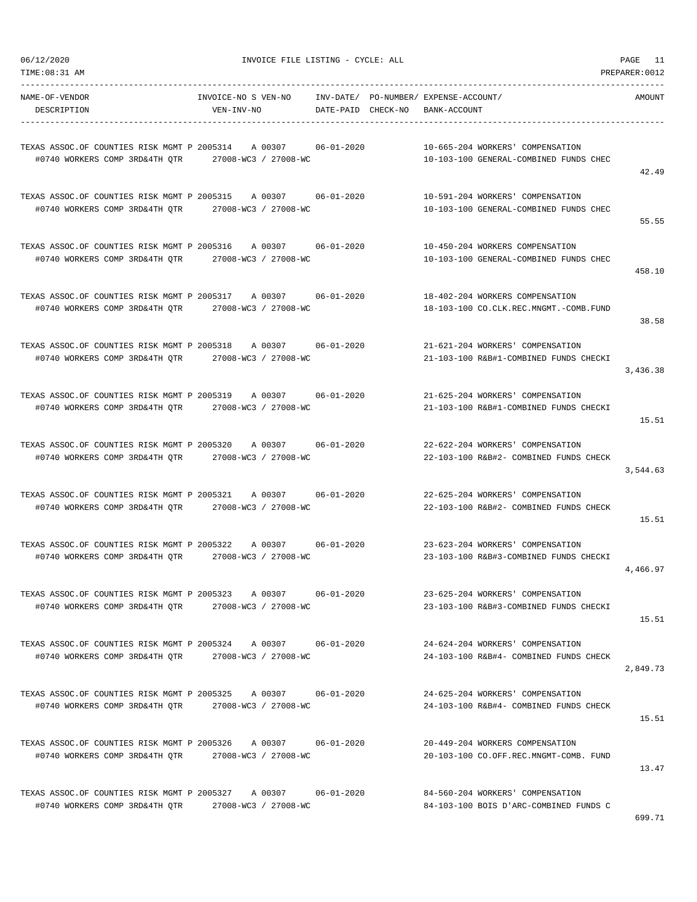| NAME-OF-VENDOR DESCRIPTION | INVOICE-NO S VEN-NO VEN-INV-NO | INV-DATE/ DATE-PAID | PO-NUMBER/ CHECK-NO | EXPENSE-ACCOUNT/ BANK-ACCOUNT | AMOUNT |
|---|---|---|---|---|---|
| TEXAS ASSOC.OF COUNTIES RISK MGMT P #0740 WORKERS COMP 3RD&4TH QTR | 2005314 A 00307 27008-WC3 / 27008-WC | 06-01-2020 | | 10-665-204 WORKERS' COMPENSATION 10-103-100 GENERAL-COMBINED FUNDS CHEC | 42.49 |
| TEXAS ASSOC.OF COUNTIES RISK MGMT P #0740 WORKERS COMP 3RD&4TH QTR | 2005315 A 00307 27008-WC3 / 27008-WC | 06-01-2020 | | 10-591-204 WORKERS' COMPENSATION 10-103-100 GENERAL-COMBINED FUNDS CHEC | 55.55 |
| TEXAS ASSOC.OF COUNTIES RISK MGMT P #0740 WORKERS COMP 3RD&4TH QTR | 2005316 A 00307 27008-WC3 / 27008-WC | 06-01-2020 | | 10-450-204 WORKERS COMPENSATION 10-103-100 GENERAL-COMBINED FUNDS CHEC | 458.10 |
| TEXAS ASSOC.OF COUNTIES RISK MGMT P #0740 WORKERS COMP 3RD&4TH QTR | 2005317 A 00307 27008-WC3 / 27008-WC | 06-01-2020 | | 18-402-204 WORKERS COMPENSATION 18-103-100 CO.CLK.REC.MNGMT.-COMB.FUND | 38.58 |
| TEXAS ASSOC.OF COUNTIES RISK MGMT P #0740 WORKERS COMP 3RD&4TH QTR | 2005318 A 00307 27008-WC3 / 27008-WC | 06-01-2020 | | 21-621-204 WORKERS' COMPENSATION 21-103-100 R&B#1-COMBINED FUNDS CHECKI | 3,436.38 |
| TEXAS ASSOC.OF COUNTIES RISK MGMT P #0740 WORKERS COMP 3RD&4TH QTR | 2005319 A 00307 27008-WC3 / 27008-WC | 06-01-2020 | | 21-625-204 WORKERS' COMPENSATION 21-103-100 R&B#1-COMBINED FUNDS CHECKI | 15.51 |
| TEXAS ASSOC.OF COUNTIES RISK MGMT P #0740 WORKERS COMP 3RD&4TH QTR | 2005320 A 00307 27008-WC3 / 27008-WC | 06-01-2020 | | 22-622-204 WORKERS' COMPENSATION 22-103-100 R&B#2- COMBINED FUNDS CHECK | 3,544.63 |
| TEXAS ASSOC.OF COUNTIES RISK MGMT P #0740 WORKERS COMP 3RD&4TH QTR | 2005321 A 00307 27008-WC3 / 27008-WC | 06-01-2020 | | 22-625-204 WORKERS' COMPENSATION 22-103-100 R&B#2- COMBINED FUNDS CHECK | 15.51 |
| TEXAS ASSOC.OF COUNTIES RISK MGMT P #0740 WORKERS COMP 3RD&4TH QTR | 2005322 A 00307 27008-WC3 / 27008-WC | 06-01-2020 | | 23-623-204 WORKERS' COMPENSATION 23-103-100 R&B#3-COMBINED FUNDS CHECKI | 4,466.97 |
| TEXAS ASSOC.OF COUNTIES RISK MGMT P #0740 WORKERS COMP 3RD&4TH QTR | 2005323 A 00307 27008-WC3 / 27008-WC | 06-01-2020 | | 23-625-204 WORKERS' COMPENSATION 23-103-100 R&B#3-COMBINED FUNDS CHECKI | 15.51 |
| TEXAS ASSOC.OF COUNTIES RISK MGMT P #0740 WORKERS COMP 3RD&4TH QTR | 2005324 A 00307 27008-WC3 / 27008-WC | 06-01-2020 | | 24-624-204 WORKERS' COMPENSATION 24-103-100 R&B#4- COMBINED FUNDS CHECK | 2,849.73 |
| TEXAS ASSOC.OF COUNTIES RISK MGMT P #0740 WORKERS COMP 3RD&4TH QTR | 2005325 A 00307 27008-WC3 / 27008-WC | 06-01-2020 | | 24-625-204 WORKERS' COMPENSATION 24-103-100 R&B#4- COMBINED FUNDS CHECK | 15.51 |
| TEXAS ASSOC.OF COUNTIES RISK MGMT P #0740 WORKERS COMP 3RD&4TH QTR | 2005326 A 00307 27008-WC3 / 27008-WC | 06-01-2020 | | 20-449-204 WORKERS COMPENSATION 20-103-100 CO.OFF.REC.MNGMT-COMB. FUND | 13.47 |
| TEXAS ASSOC.OF COUNTIES RISK MGMT P #0740 WORKERS COMP 3RD&4TH QTR | 2005327 A 00307 27008-WC3 / 27008-WC | 06-01-2020 | | 84-560-204 WORKERS' COMPENSATION 84-103-100 BOIS D'ARC-COMBINED FUNDS C | 699.71 |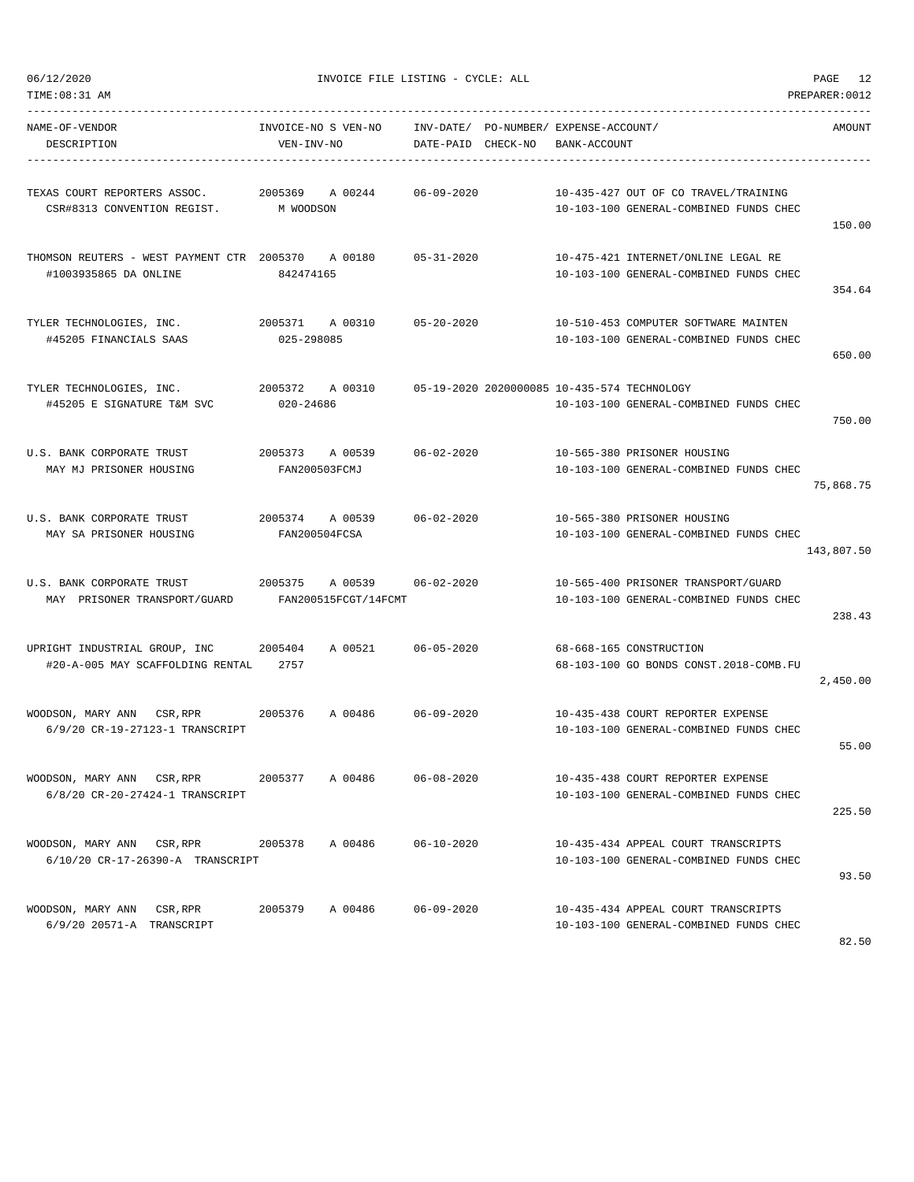06/12/2020 INVOICE FILE LISTING - CYCLE: ALL

TIME:08:31 AM PREPARER:0012

| NAME-OF-VENDOR / DESCRIPTION | INVOICE-NO S VEN-NO / VEN-INV-NO | INV-DATE/ DATE-PAID | PO-NUMBER/ CHECK-NO | EXPENSE-ACCOUNT/ BANK-ACCOUNT | AMOUNT |
|---|---|---|---|---|---|
| TEXAS COURT REPORTERS ASSOC. / CSR#8313 CONVENTION REGIST. | 2005369 A 00244 / M WOODSON | 06-09-2020 | | 10-435-427 OUT OF CO TRAVEL/TRAINING / 10-103-100 GENERAL-COMBINED FUNDS CHEC | 150.00 |
| THOMSON REUTERS - WEST PAYMENT CTR / #1003935865 DA ONLINE | 2005370 A 00180 / 842474165 | 05-31-2020 | | 10-475-421 INTERNET/ONLINE LEGAL RE / 10-103-100 GENERAL-COMBINED FUNDS CHEC | 354.64 |
| TYLER TECHNOLOGIES, INC. / #45205 FINANCIALS SAAS | 2005371 A 00310 / 025-298085 | 05-20-2020 | | 10-510-453 COMPUTER SOFTWARE MAINTEN / 10-103-100 GENERAL-COMBINED FUNDS CHEC | 650.00 |
| TYLER TECHNOLOGIES, INC. / #45205 E SIGNATURE T&M SVC | 2005372 A 00310 / 020-24686 | 05-19-2020 | 2020000085 | 10-435-574 TECHNOLOGY / 10-103-100 GENERAL-COMBINED FUNDS CHEC | 750.00 |
| U.S. BANK CORPORATE TRUST / MAY MJ PRISONER HOUSING | 2005373 A 00539 / FAN200503FCMJ | 06-02-2020 | | 10-565-380 PRISONER HOUSING / 10-103-100 GENERAL-COMBINED FUNDS CHEC | 75,868.75 |
| U.S. BANK CORPORATE TRUST / MAY SA PRISONER HOUSING | 2005374 A 00539 / FAN200504FCSA | 06-02-2020 | | 10-565-380 PRISONER HOUSING / 10-103-100 GENERAL-COMBINED FUNDS CHEC | 143,807.50 |
| U.S. BANK CORPORATE TRUST / MAY PRISONER TRANSPORT/GUARD | 2005375 A 00539 / FAN200515FCGT/14FCMT | 06-02-2020 | | 10-565-400 PRISONER TRANSPORT/GUARD / 10-103-100 GENERAL-COMBINED FUNDS CHEC | 238.43 |
| UPRIGHT INDUSTRIAL GROUP, INC / #20-A-005 MAY SCAFFOLDING RENTAL | 2005404 A 00521 / 2757 | 06-05-2020 | | 68-668-165 CONSTRUCTION / 68-103-100 GO BONDS CONST.2018-COMB.FU | 2,450.00 |
| WOODSON, MARY ANN CSR,RPR / 6/9/20 CR-19-27123-1 TRANSCRIPT | 2005376 A 00486 | 06-09-2020 | | 10-435-438 COURT REPORTER EXPENSE / 10-103-100 GENERAL-COMBINED FUNDS CHEC | 55.00 |
| WOODSON, MARY ANN CSR,RPR / 6/8/20 CR-20-27424-1 TRANSCRIPT | 2005377 A 00486 | 06-08-2020 | | 10-435-438 COURT REPORTER EXPENSE / 10-103-100 GENERAL-COMBINED FUNDS CHEC | 225.50 |
| WOODSON, MARY ANN CSR,RPR / 6/10/20 CR-17-26390-A TRANSCRIPT | 2005378 A 00486 | 06-10-2020 | | 10-435-434 APPEAL COURT TRANSCRIPTS / 10-103-100 GENERAL-COMBINED FUNDS CHEC | 93.50 |
| WOODSON, MARY ANN CSR,RPR / 6/9/20 20571-A TRANSCRIPT | 2005379 A 00486 | 06-09-2020 | | 10-435-434 APPEAL COURT TRANSCRIPTS / 10-103-100 GENERAL-COMBINED FUNDS CHEC | 82.50 |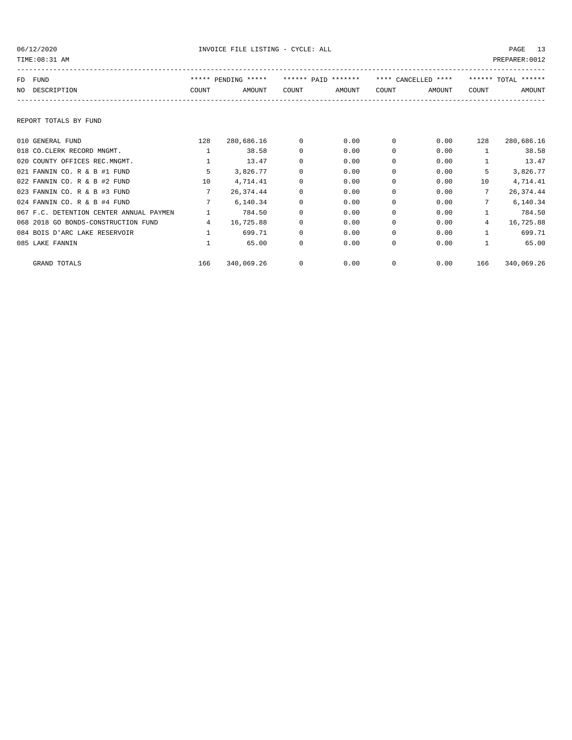INVOICE FILE LISTING - CYCLE: ALL

06/12/2020
TIME:08:31 AM
PREPARER:0012

| FD NO | FUND DESCRIPTION | ***** PENDING ***** COUNT | AMOUNT | ****** PAID ******* COUNT | AMOUNT | **** CANCELLED **** COUNT | AMOUNT | ****** TOTAL ****** COUNT | AMOUNT |
|---|---|---|---|---|---|---|---|---|---|

REPORT TOTALS BY FUND

| FD NO | FUND DESCRIPTION | PENDING COUNT | PENDING AMOUNT | PAID COUNT | PAID AMOUNT | CANCELLED COUNT | CANCELLED AMOUNT | TOTAL COUNT | TOTAL AMOUNT |
|---|---|---|---|---|---|---|---|---|---|
| 010 | GENERAL FUND | 128 | 280,686.16 | 0 | 0.00 | 0 | 0.00 | 128 | 280,686.16 |
| 018 | CO.CLERK RECORD MNGMT. | 1 | 38.58 | 0 | 0.00 | 0 | 0.00 | 1 | 38.58 |
| 020 | COUNTY OFFICES REC.MNGMT. | 1 | 13.47 | 0 | 0.00 | 0 | 0.00 | 1 | 13.47 |
| 021 | FANNIN CO. R & B #1 FUND | 5 | 3,826.77 | 0 | 0.00 | 0 | 0.00 | 5 | 3,826.77 |
| 022 | FANNIN CO. R & B #2 FUND | 10 | 4,714.41 | 0 | 0.00 | 0 | 0.00 | 10 | 4,714.41 |
| 023 | FANNIN CO. R & B #3 FUND | 7 | 26,374.44 | 0 | 0.00 | 0 | 0.00 | 7 | 26,374.44 |
| 024 | FANNIN CO. R & B #4 FUND | 7 | 6,140.34 | 0 | 0.00 | 0 | 0.00 | 7 | 6,140.34 |
| 067 | F.C. DETENTION CENTER ANNUAL PAYMEN | 1 | 784.50 | 0 | 0.00 | 0 | 0.00 | 1 | 784.50 |
| 068 | 2018 GO BONDS-CONSTRUCTION FUND | 4 | 16,725.88 | 0 | 0.00 | 0 | 0.00 | 4 | 16,725.88 |
| 084 | BOIS D'ARC LAKE RESERVOIR | 1 | 699.71 | 0 | 0.00 | 0 | 0.00 | 1 | 699.71 |
| 085 | LAKE FANNIN | 1 | 65.00 | 0 | 0.00 | 0 | 0.00 | 1 | 65.00 |
| | GRAND TOTALS | 166 | 340,069.26 | 0 | 0.00 | 0 | 0.00 | 166 | 340,069.26 |